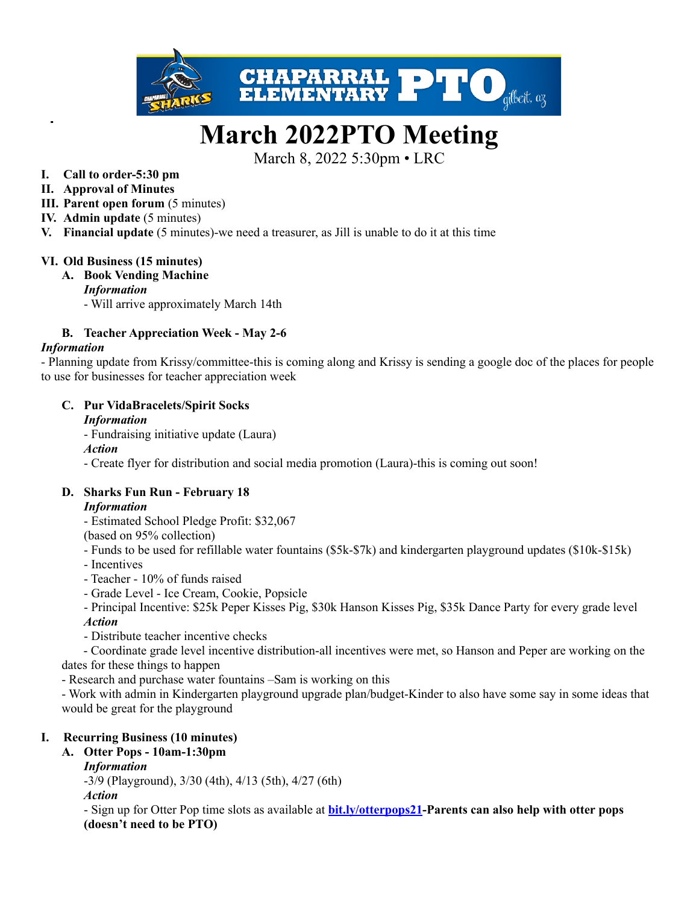# March 2022PTO Meeting

March 8, 2022 5:30pm • LRC

I. **Call to order-5:30 pm**
II. **Approval of Minutes**
III. **Parent open forum** (5 minutes)
IV. **Admin update** (5 minutes)
V. **Financial update** (5 minutes)-we need a treasurer, as Jill is unable to do it at this time

VI. **Old Business (15 minutes)**

A. **Book Vending Machine**

*Information*

- Will arrive approximately March 14th

B. **Teacher Appreciation Week - May 2-6**

*Information*

- Planning update from Krissy/committee-this is coming along and Krissy is sending a google doc of the places for people to use for businesses for teacher appreciation week

C. **Pur VidaBracelets/Spirit Socks**

*Information*

- Fundraising initiative update (Laura)

*Action*

- Create flyer for distribution and social media promotion (Laura)-this is coming out soon!

D. **Sharks Fun Run - February 18**

*Information*

- Estimated School Pledge Profit: $32,067
(based on 95% collection)
- Funds to be used for refillable water fountains ($5k-$7k) and kindergarten playground updates ($10k-$15k)
- Incentives
- Teacher - 10% of funds raised
- Grade Level - Ice Cream, Cookie, Popsicle
- Principal Incentive: $25k Peper Kisses Pig, $30k Hanson Kisses Pig, $35k Dance Party for every grade level

*Action*

- Distribute teacher incentive checks
- Coordinate grade level incentive distribution-all incentives were met, so Hanson and Peper are working on the dates for these things to happen
- Research and purchase water fountains –Sam is working on this
- Work with admin in Kindergarten playground upgrade plan/budget-Kinder to also have some say in some ideas that would be great for the playground

I. **Recurring Business (10 minutes)**

A. **Otter Pops - 10am-1:30pm**

*Information*

-3/9 (Playground), 3/30 (4th), 4/13 (5th), 4/27 (6th)

*Action*

- Sign up for Otter Pop time slots as available at **bit.ly/otterpops21**-**Parents can also help with otter pops (doesn't need to be PTO)**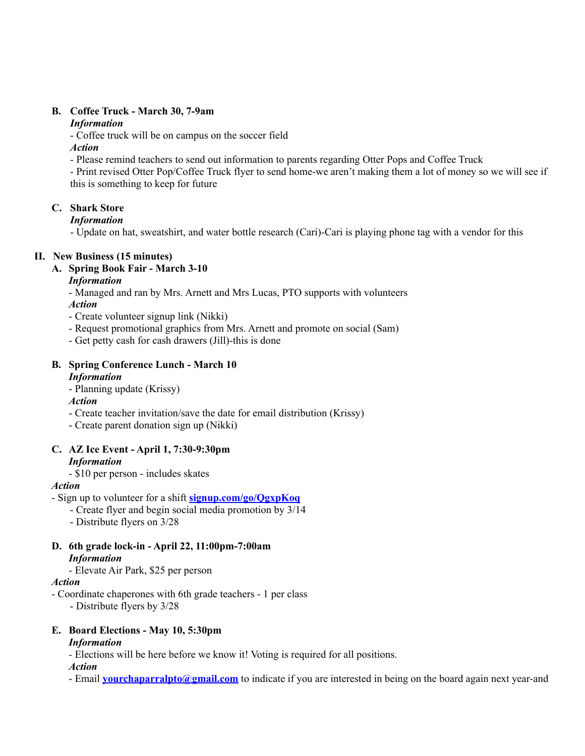**B. Coffee Truck - March 30, 7-9am**

*Information*

- Coffee truck will be on campus on the soccer field

*Action*

- Please remind teachers to send out information to parents regarding Otter Pops and Coffee Truck
- Print revised Otter Pop/Coffee Truck flyer to send home-we aren't making them a lot of money so we will see if this is something to keep for future

**C. Shark Store**

*Information*

- Update on hat, sweatshirt, and water bottle research (Cari)-Cari is playing phone tag with a vendor for this

**II. New Business (15 minutes)**

**A. Spring Book Fair - March 3-10**

*Information*

- Managed and ran by Mrs. Arnett and Mrs Lucas, PTO supports with volunteers

*Action*

- Create volunteer signup link (Nikki)
- Request promotional graphics from Mrs. Arnett and promote on social (Sam)
- Get petty cash for cash drawers (Jill)-this is done

**B. Spring Conference Lunch - March 10**

*Information*

- Planning update (Krissy)

*Action*

- Create teacher invitation/save the date for email distribution (Krissy)
- Create parent donation sign up (Nikki)

**C. AZ Ice Event - April 1, 7:30-9:30pm**

*Information*

- $10 per person - includes skates

*Action*

- Sign up to volunteer for a shift **signup.com/go/QgxpKoq**
  - Create flyer and begin social media promotion by 3/14
  - Distribute flyers on 3/28

**D. 6th grade lock-in - April 22, 11:00pm-7:00am**

*Information*

- Elevate Air Park, $25 per person

*Action*

- Coordinate chaperones with 6th grade teachers - 1 per class
  - Distribute flyers by 3/28

**E. Board Elections - May 10, 5:30pm**

*Information*

- Elections will be here before we know it! Voting is required for all positions.

*Action*

- Email **yourchaparralpto@gmail.com** to indicate if you are interested in being on the board again next year-and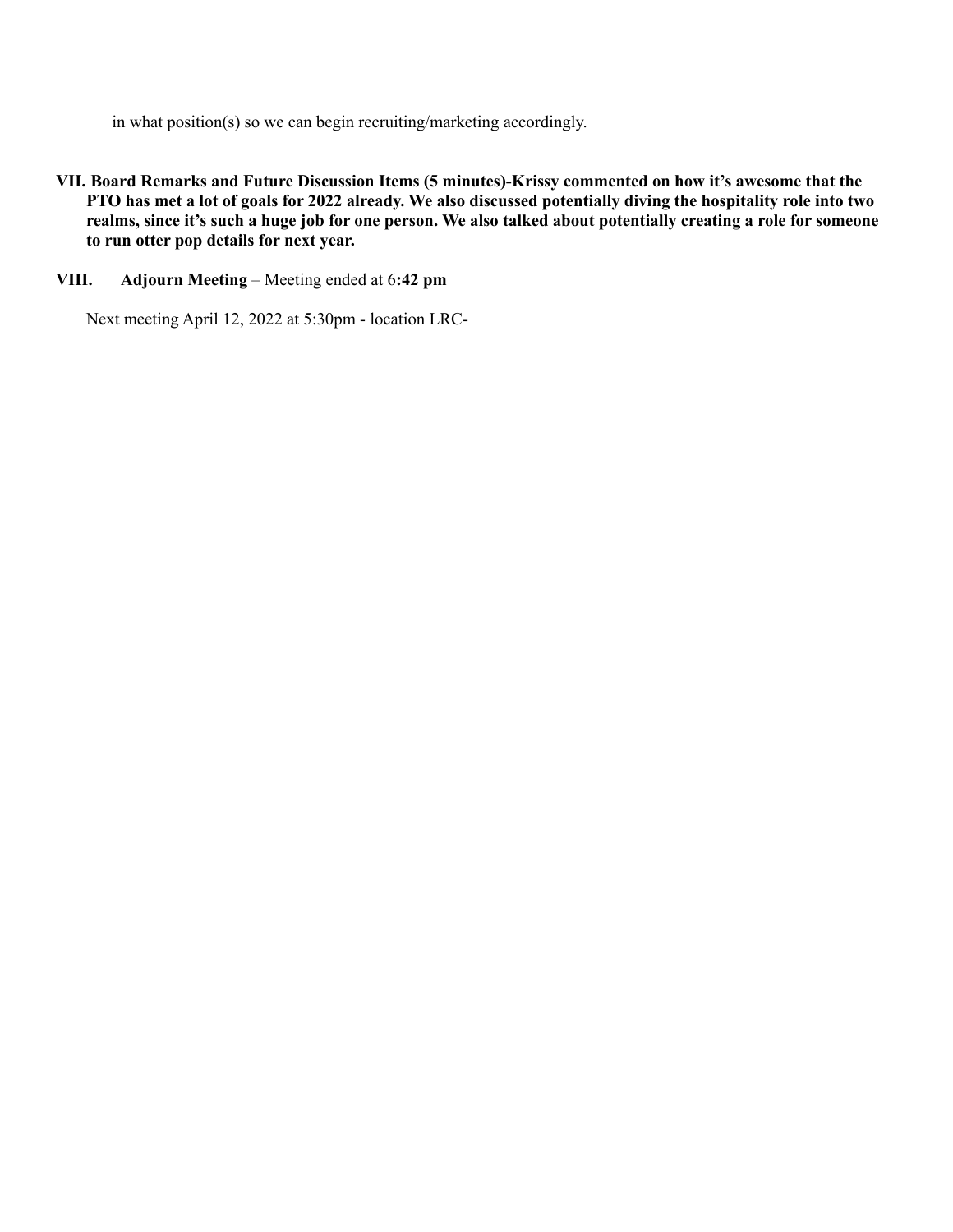in what position(s) so we can begin recruiting/marketing accordingly.

**VII. Board Remarks and Future Discussion Items (5 minutes)-Krissy commented on how it's awesome that the PTO has met a lot of goals for 2022 already. We also discussed potentially diving the hospitality role into two realms, since it's such a huge job for one person. We also talked about potentially creating a role for someone to run otter pop details for next year.**

**VIII. Adjourn Meeting** – Meeting ended at 6**:42 pm**

Next meeting April 12, 2022 at 5:30pm - location LRC-